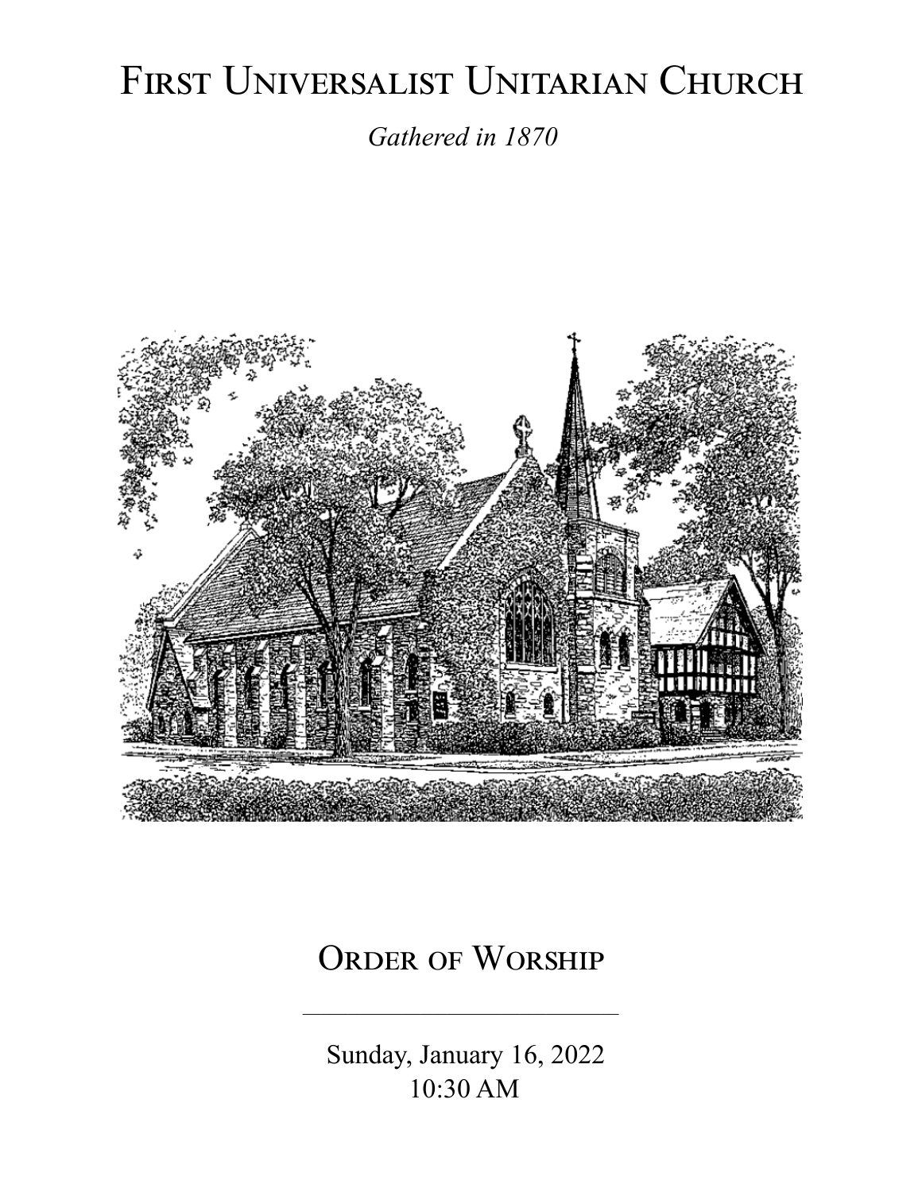# First Universalist Unitarian Church

*Gathered in 1870*

## Order of Worship

---

Sunday, January 16, 2022
10:30 AM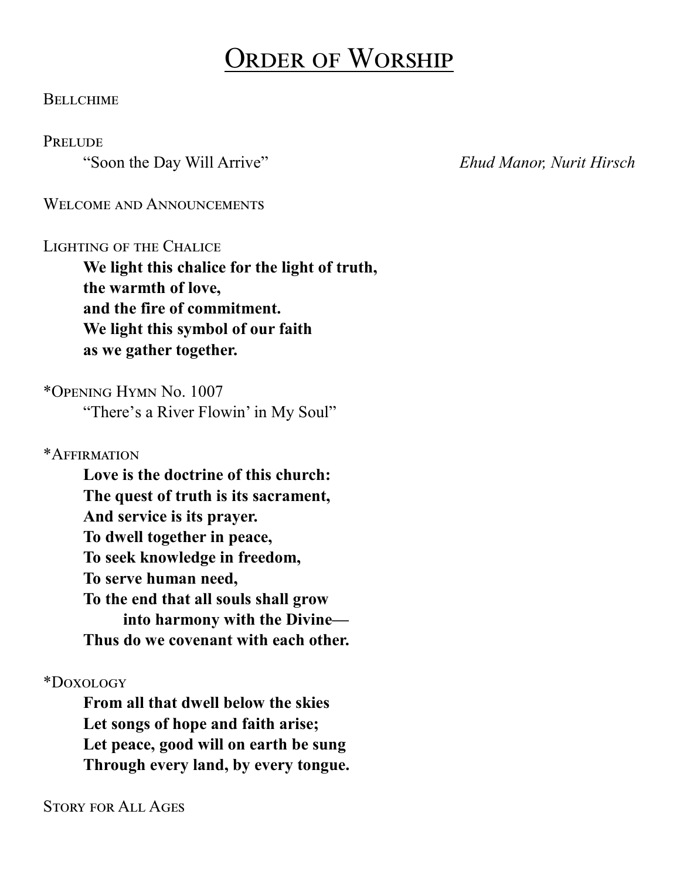# Order of Worship

Bellchime

Prelude

"Soon the Day Will Arrive" *Ehud Manor, Nurit Hirsch*

Welcome and Announcements

Lighting of the Chalice

**We light this chalice for the light of truth,**
**the warmth of love,**
**and the fire of commitment.**
**We light this symbol of our faith**
**as we gather together.**

*Opening Hymn No. 1007

"There's a River Flowin' in My Soul"

*Affirmation

**Love is the doctrine of this church:**
**The quest of truth is its sacrament,**
**And service is its prayer.**
**To dwell together in peace,**
**To seek knowledge in freedom,**
**To serve human need,**
**To the end that all souls shall grow**
**into harmony with the Divine—**
**Thus do we covenant with each other.**

*Doxology

**From all that dwell below the skies**
**Let songs of hope and faith arise;**
**Let peace, good will on earth be sung**
**Through every land, by every tongue.**

Story for All Ages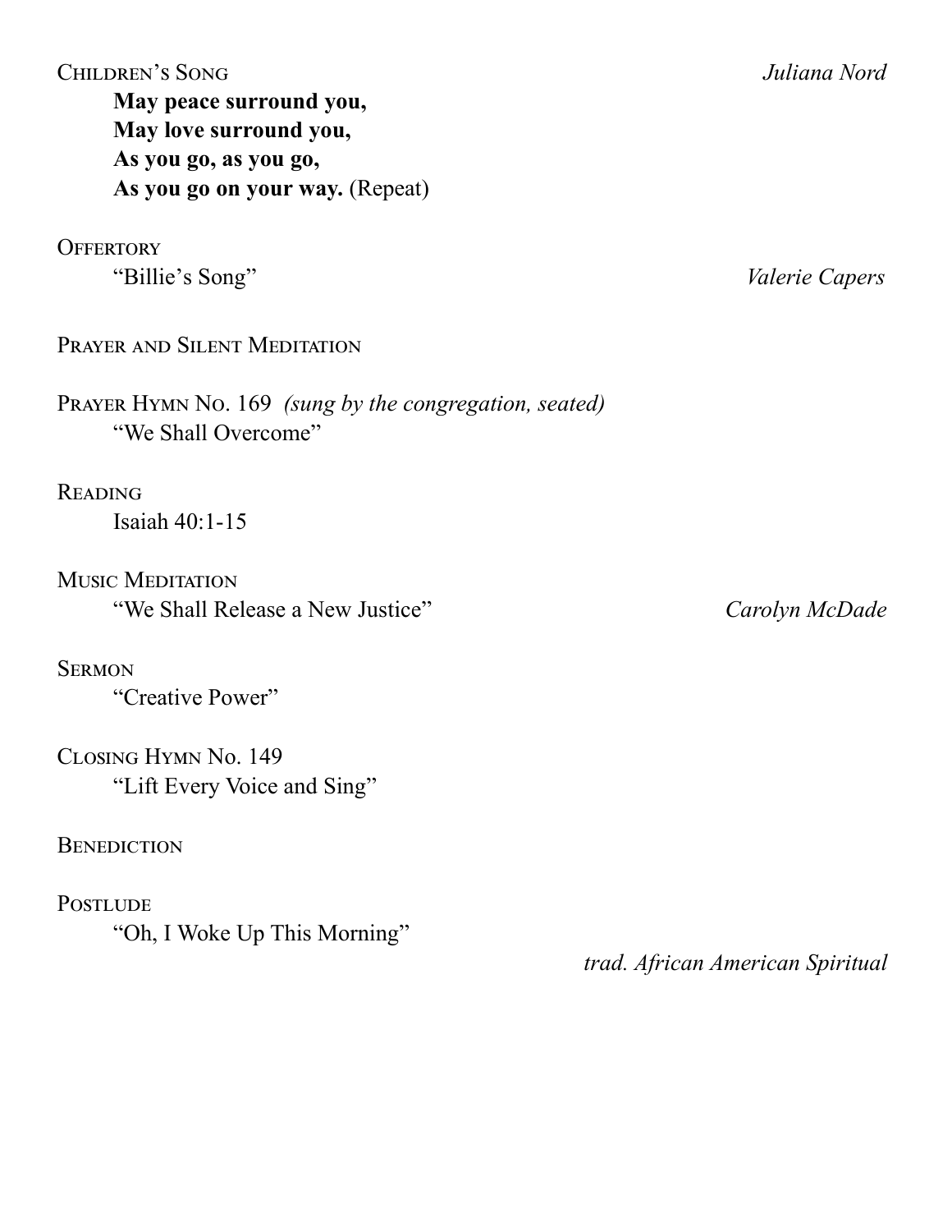Children's Song *Juliana Nord*

**May peace surround you,**
**May love surround you,**
**As you go, as you go,**
**As you go on your way.** (Repeat)

Offertory

"Billie's Song" *Valerie Capers*

Prayer and Silent Meditation

Prayer Hymn No. 169 *(sung by the congregation, seated)*

"We Shall Overcome"

Reading

Isaiah 40:1-15

Music Meditation

"We Shall Release a New Justice" *Carolyn McDade*

Sermon

"Creative Power"

Closing Hymn No. 149

"Lift Every Voice and Sing"

Benediction

Postlude

"Oh, I Woke Up This Morning"

*trad. African American Spiritual*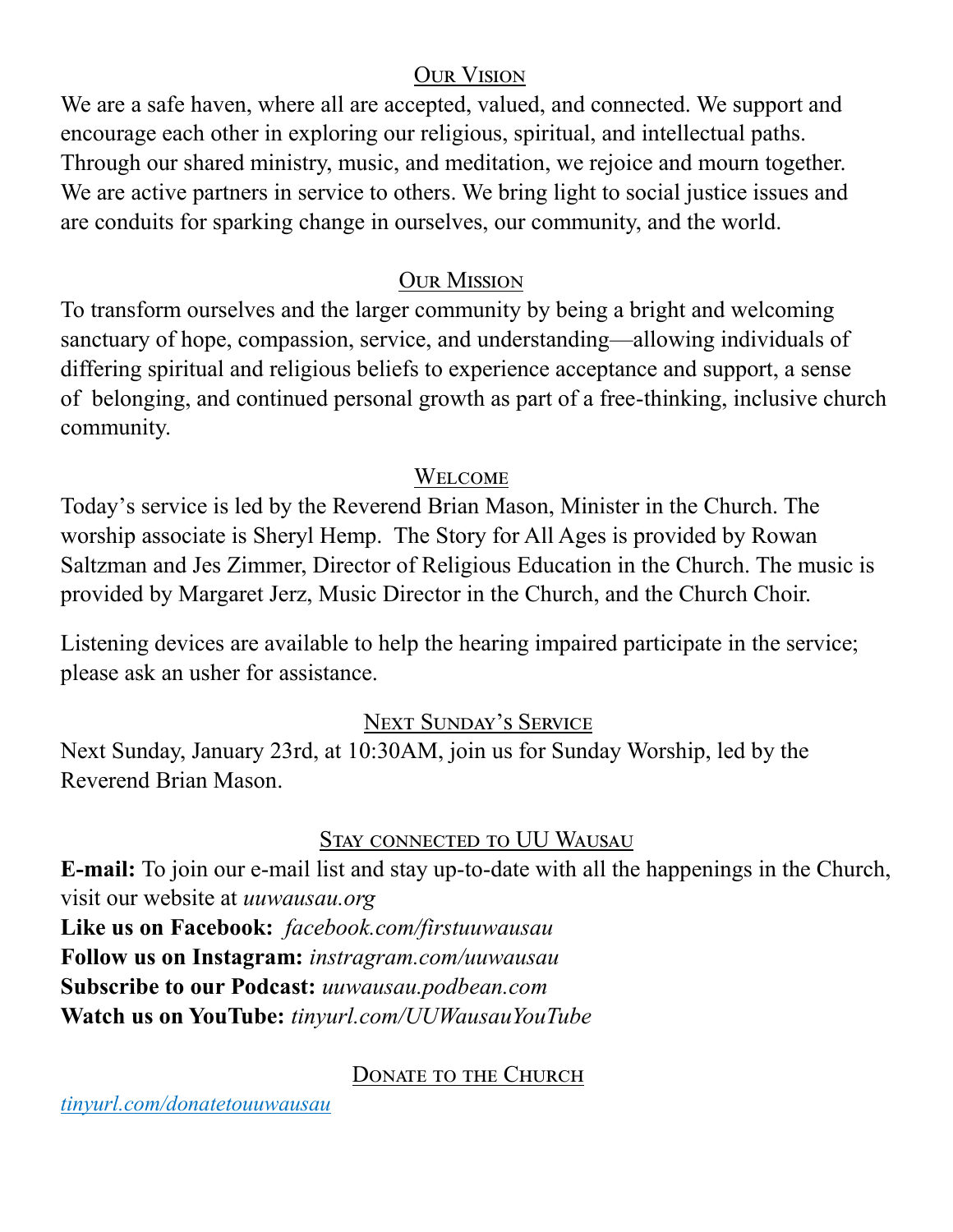## Our Vision

We are a safe haven, where all are accepted, valued, and connected. We support and encourage each other in exploring our religious, spiritual, and intellectual paths. Through our shared ministry, music, and meditation, we rejoice and mourn together. We are active partners in service to others. We bring light to social justice issues and are conduits for sparking change in ourselves, our community, and the world.

## Our Mission

To transform ourselves and the larger community by being a bright and welcoming sanctuary of hope, compassion, service, and understanding—allowing individuals of differing spiritual and religious beliefs to experience acceptance and support, a sense of belonging, and continued personal growth as part of a free-thinking, inclusive church community.

## Welcome

Today's service is led by the Reverend Brian Mason, Minister in the Church. The worship associate is Sheryl Hemp. The Story for All Ages is provided by Rowan Saltzman and Jes Zimmer, Director of Religious Education in the Church. The music is provided by Margaret Jerz, Music Director in the Church, and the Church Choir.

Listening devices are available to help the hearing impaired participate in the service; please ask an usher for assistance.

## Next Sunday's Service

Next Sunday, January 23rd, at 10:30AM, join us for Sunday Worship, led by the Reverend Brian Mason.

## Stay connected to UU Wausau

**E-mail:** To join our e-mail list and stay up-to-date with all the happenings in the Church, visit our website at *uuwausau.org*
**Like us on Facebook:** *facebook.com/firstuuwausau*
**Follow us on Instagram:** *instragram.com/uuwausau*
**Subscribe to our Podcast:** *uuwausau.podbean.com*
**Watch us on YouTube:** *tinyurl.com/UUWausauYouTube*

## Donate to the Church

*tinyurl.com/donatetouuwausau*